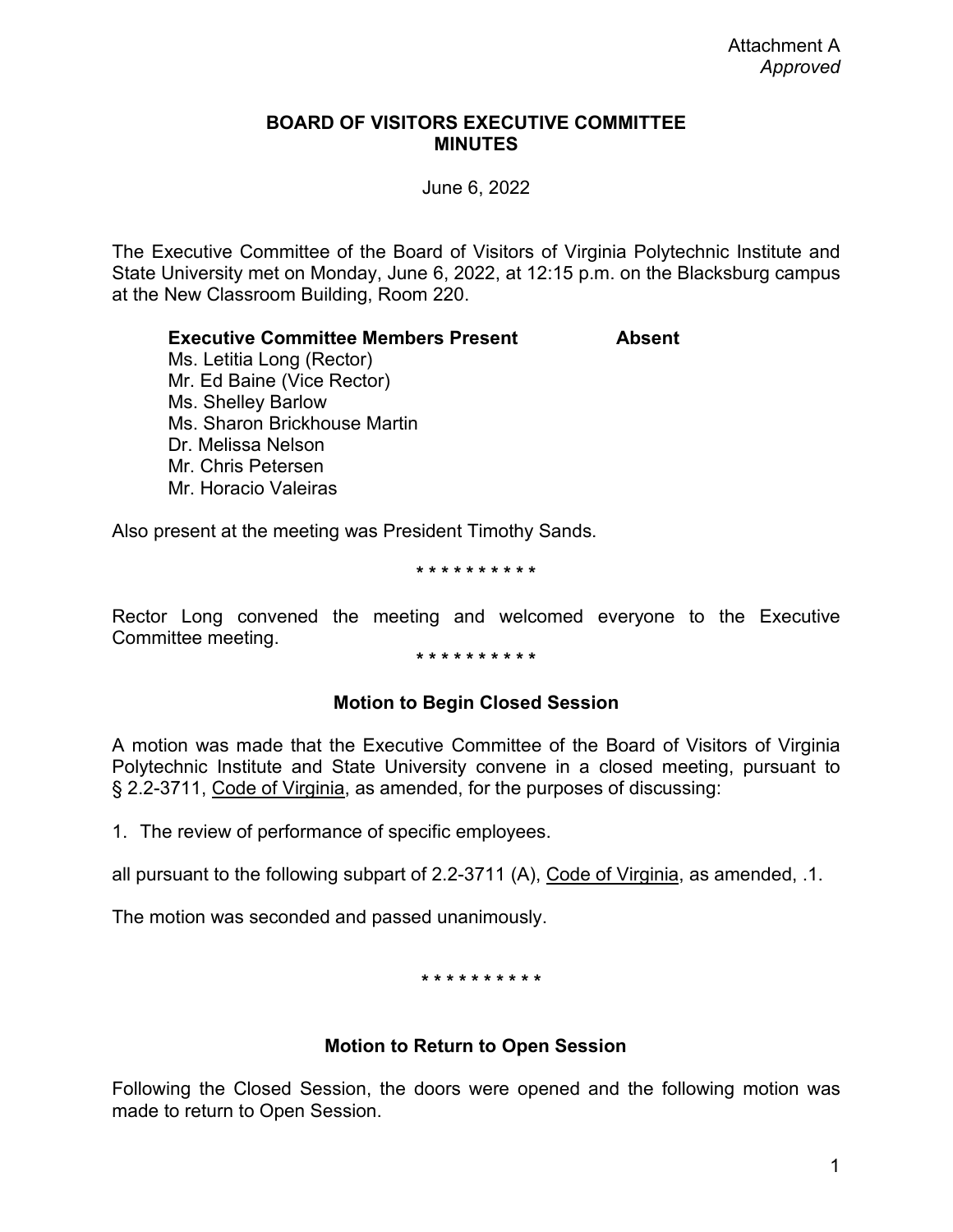Attachment A
*Approved*

# BOARD OF VISITORS EXECUTIVE COMMITTEE MINUTES

June 6, 2022

The Executive Committee of the Board of Visitors of Virginia Polytechnic Institute and State University met on Monday, June 6, 2022, at 12:15 p.m. on the Blacksburg campus at the New Classroom Building, Room 220.

| **Executive Committee Members Present** | **Absent** |
|---|---|
| Ms. Letitia Long (Rector) | |
| Mr. Ed Baine (Vice Rector) | |
| Ms. Shelley Barlow | |
| Ms. Sharon Brickhouse Martin | |
| Dr. Melissa Nelson | |
| Mr. Chris Petersen | |
| Mr. Horacio Valeiras | |

Also present at the meeting was President Timothy Sands.

* * * * * * * * * *

Rector Long convened the meeting and welcomed everyone to the Executive Committee meeting.

* * * * * * * * * *

## Motion to Begin Closed Session

A motion was made that the Executive Committee of the Board of Visitors of Virginia Polytechnic Institute and State University convene in a closed meeting, pursuant to § 2.2-3711, Code of Virginia, as amended, for the purposes of discussing:

1. The review of performance of specific employees.

all pursuant to the following subpart of 2.2-3711 (A), Code of Virginia, as amended, .1.

The motion was seconded and passed unanimously.

* * * * * * * * * *

## Motion to Return to Open Session

Following the Closed Session, the doors were opened and the following motion was made to return to Open Session.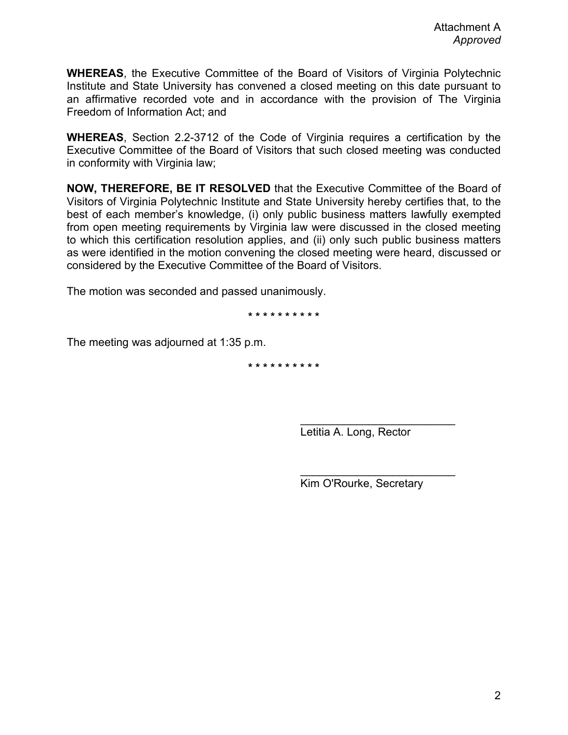Attachment A
*Approved*

**WHEREAS**, the Executive Committee of the Board of Visitors of Virginia Polytechnic Institute and State University has convened a closed meeting on this date pursuant to an affirmative recorded vote and in accordance with the provision of The Virginia Freedom of Information Act; and

**WHEREAS**, Section 2.2-3712 of the Code of Virginia requires a certification by the Executive Committee of the Board of Visitors that such closed meeting was conducted in conformity with Virginia law;

**NOW, THEREFORE, BE IT RESOLVED** that the Executive Committee of the Board of Visitors of Virginia Polytechnic Institute and State University hereby certifies that, to the best of each member's knowledge, (i) only public business matters lawfully exempted from open meeting requirements by Virginia law were discussed in the closed meeting to which this certification resolution applies, and (ii) only such public business matters as were identified in the motion convening the closed meeting were heard, discussed or considered by the Executive Committee of the Board of Visitors.

The motion was seconded and passed unanimously.

* * * * * * * * * *

The meeting was adjourned at 1:35 p.m.

* * * * * * * * * *

\_\_\_\_\_\_\_\_\_\_\_\_\_\_\_\_\_\_\_\_\_\_\_\_\_\_
Letitia A. Long, Rector

\_\_\_\_\_\_\_\_\_\_\_\_\_\_\_\_\_\_\_\_\_\_\_\_\_\_
Kim O'Rourke, Secretary